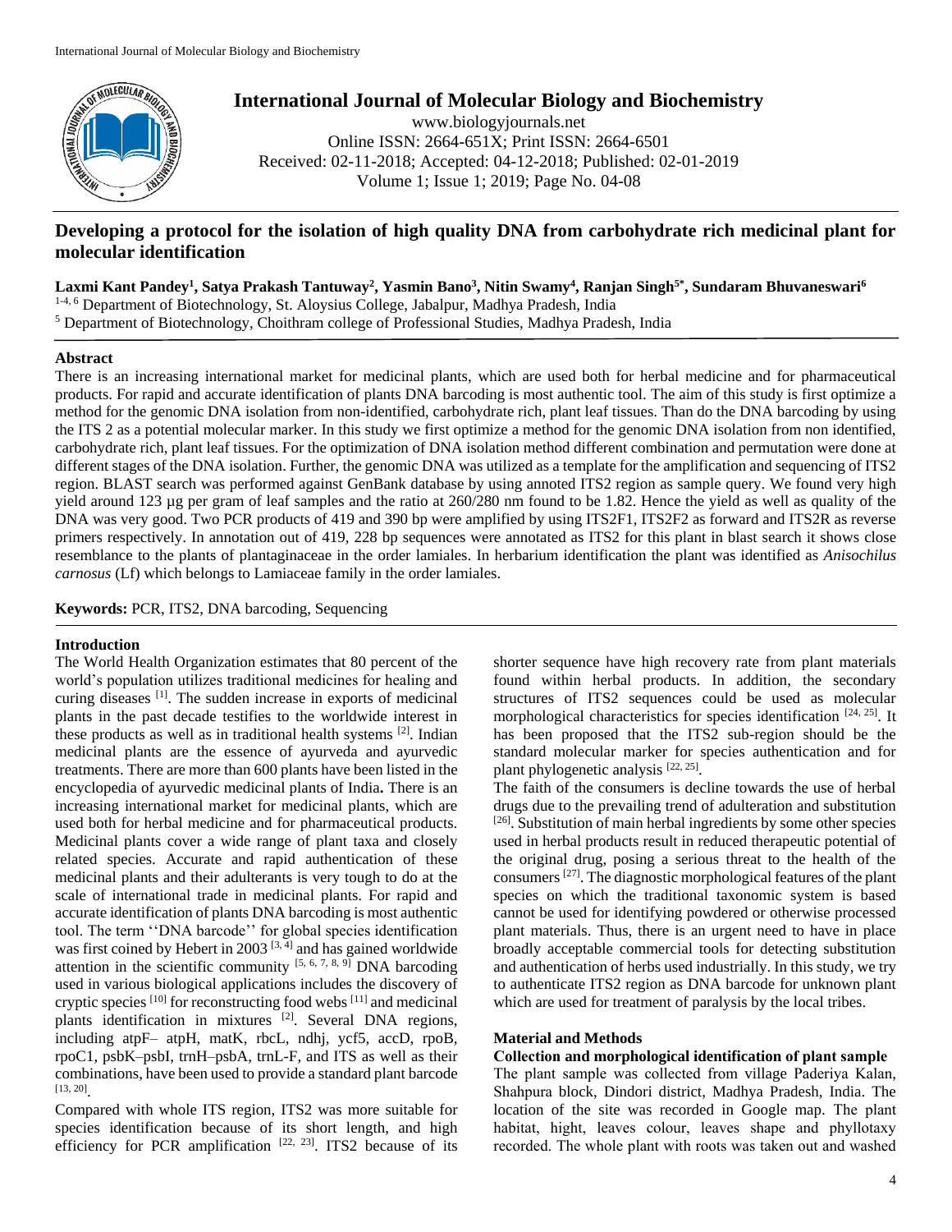# Developing a protocol for the isolation of high quality DNA from carbohydrate rich medicinal plant for molecular identification

**Laxmi Kant Pandey[1], Satya Prakash Tantuway[2], Yasmin Bano[3], Nitin Swamy[4], Ranjan Singh[5*], Sundaram Bhuvaneswari[6]**

[1-4, 6] Department of Biotechnology, St. Aloysius College, Jabalpur, Madhya Pradesh, India
[5] Department of Biotechnology, Choithram college of Professional Studies, Madhya Pradesh, India

International Journal of Molecular Biology and Biochemistry
www.biologyjournals.net
Online ISSN: 2664-651X; Print ISSN: 2664-6501
Received: 02-11-2018; Accepted: 04-12-2018; Published: 02-01-2019
Volume 1; Issue 1; 2019; Page No. 04-08

## Abstract

There is an increasing international market for medicinal plants, which are used both for herbal medicine and for pharmaceutical products. For rapid and accurate identification of plants DNA barcoding is most authentic tool. The aim of this study is first optimize a method for the genomic DNA isolation from non-identified, carbohydrate rich, plant leaf tissues. Than do the DNA barcoding by using the ITS 2 as a potential molecular marker. In this study we first optimize a method for the genomic DNA isolation from non identified, carbohydrate rich, plant leaf tissues. For the optimization of DNA isolation method different combination and permutation were done at different stages of the DNA isolation. Further, the genomic DNA was utilized as a template for the amplification and sequencing of ITS2 region. BLAST search was performed against GenBank database by using annoted ITS2 region as sample query. We found very high yield around 123 µg per gram of leaf samples and the ratio at 260/280 nm found to be 1.82. Hence the yield as well as quality of the DNA was very good. Two PCR products of 419 and 390 bp were amplified by using ITS2F1, ITS2F2 as forward and ITS2R as reverse primers respectively. In annotation out of 419, 228 bp sequences were annotated as ITS2 for this plant in blast search it shows close resemblance to the plants of plantaginaceae in the order lamiales. In herbarium identification the plant was identified as *Anisochilus carnosus* (Lf) which belongs to Lamiaceae family in the order lamiales.

**Keywords:** PCR, ITS2, DNA barcoding, Sequencing

## Introduction

The World Health Organization estimates that 80 percent of the world's population utilizes traditional medicines for healing and curing diseases [1]. The sudden increase in exports of medicinal plants in the past decade testifies to the worldwide interest in these products as well as in traditional health systems [2]. Indian medicinal plants are the essence of ayurveda and ayurvedic treatments. There are more than 600 plants have been listed in the encyclopedia of ayurvedic medicinal plants of India**.** There is an increasing international market for medicinal plants, which are used both for herbal medicine and for pharmaceutical products. Medicinal plants cover a wide range of plant taxa and closely related species. Accurate and rapid authentication of these medicinal plants and their adulterants is very tough to do at the scale of international trade in medicinal plants. For rapid and accurate identification of plants DNA barcoding is most authentic tool. The term ''DNA barcode'' for global species identification was first coined by Hebert in 2003 [3, 4] and has gained worldwide attention in the scientific community [5, 6, 7, 8, 9] DNA barcoding used in various biological applications includes the discovery of cryptic species [10] for reconstructing food webs [11] and medicinal plants identification in mixtures [2]. Several DNA regions, including atpF– atpH, matK, rbcL, ndhj, ycf5, accD, rpoB, rpoC1, psbK–psbI, trnH–psbA, trnL-F, and ITS as well as their combinations, have been used to provide a standard plant barcode [13, 20].

Compared with whole ITS region, ITS2 was more suitable for species identification because of its short length, and high efficiency for PCR amplification [22, 23]. ITS2 because of its shorter sequence have high recovery rate from plant materials found within herbal products. In addition, the secondary structures of ITS2 sequences could be used as molecular morphological characteristics for species identification [24, 25]. It has been proposed that the ITS2 sub-region should be the standard molecular marker for species authentication and for plant phylogenetic analysis [22, 25].

The faith of the consumers is decline towards the use of herbal drugs due to the prevailing trend of adulteration and substitution [26]. Substitution of main herbal ingredients by some other species used in herbal products result in reduced therapeutic potential of the original drug, posing a serious threat to the health of the consumers [27]. The diagnostic morphological features of the plant species on which the traditional taxonomic system is based cannot be used for identifying powdered or otherwise processed plant materials. Thus, there is an urgent need to have in place broadly acceptable commercial tools for detecting substitution and authentication of herbs used industrially. In this study, we try to authenticate ITS2 region as DNA barcode for unknown plant which are used for treatment of paralysis by the local tribes.

## Material and Methods

### Collection and morphological identification of plant sample

The plant sample was collected from village Paderiya Kalan, Shahpura block, Dindori district, Madhya Pradesh, India. The location of the site was recorded in Google map. The plant habitat, hight, leaves colour, leaves shape and phyllotaxy recorded. The whole plant with roots was taken out and washed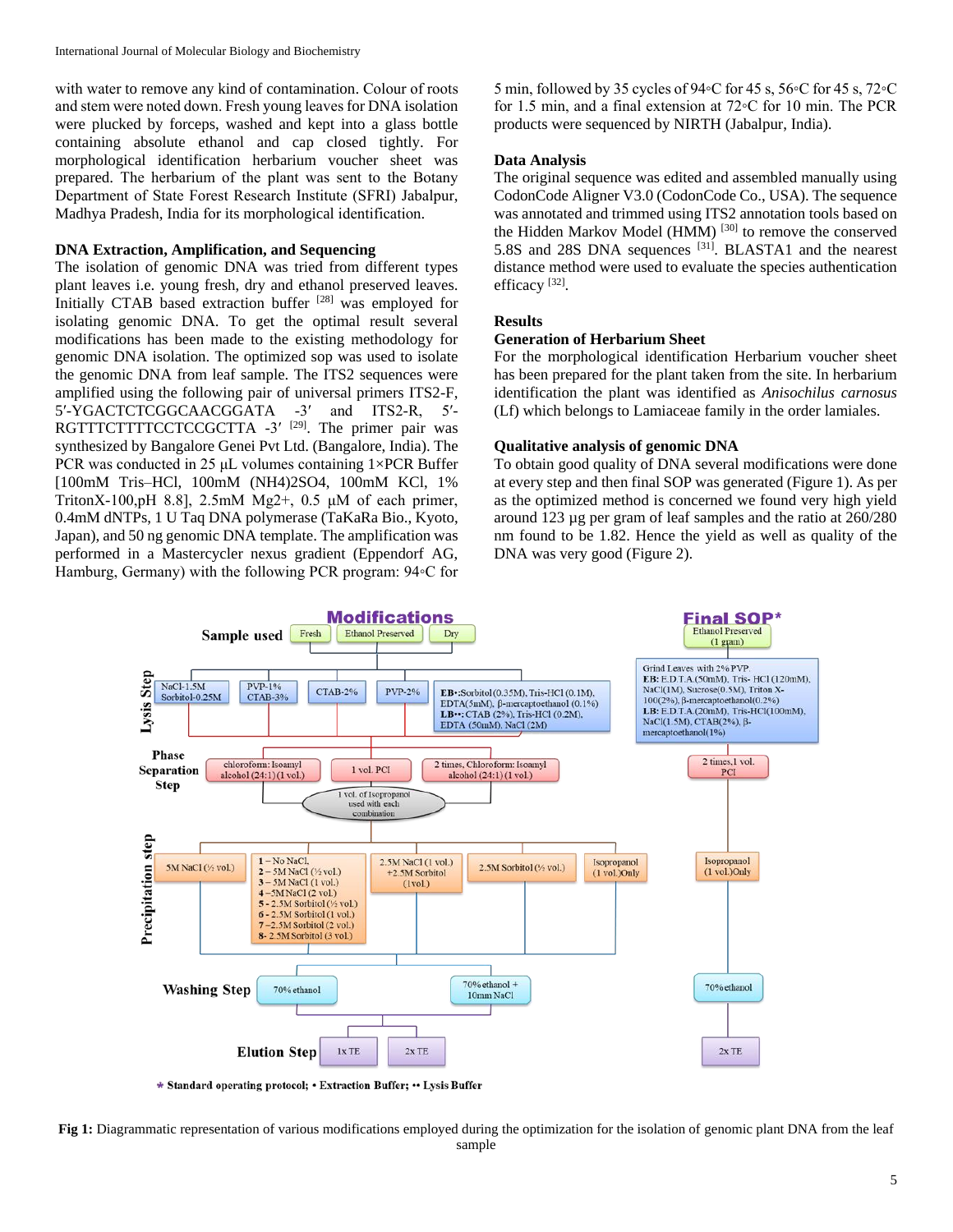with water to remove any kind of contamination. Colour of roots and stem were noted down. Fresh young leaves for DNA isolation were plucked by forceps, washed and kept into a glass bottle containing absolute ethanol and cap closed tightly. For morphological identification herbarium voucher sheet was prepared. The herbarium of the plant was sent to the Botany Department of State Forest Research Institute (SFRI) Jabalpur, Madhya Pradesh, India for its morphological identification.

### DNA Extraction, Amplification, and Sequencing

The isolation of genomic DNA was tried from different types plant leaves i.e. young fresh, dry and ethanol preserved leaves. Initially CTAB based extraction buffer [28] was employed for isolating genomic DNA. To get the optimal result several modifications has been made to the existing methodology for genomic DNA isolation. The optimized sop was used to isolate the genomic DNA from leaf sample. The ITS2 sequences were amplified using the following pair of universal primers ITS2-F, 5′-YGACTCTCGGCAACGGATA -3′ and ITS2-R, 5′-RGTTTCTTTTCCTCCGCTTA -3′ [29]. The primer pair was synthesized by Bangalore Genei Pvt Ltd. (Bangalore, India). The PCR was conducted in 25 µL volumes containing 1×PCR Buffer [100mM Tris–HCl, 100mM $(NH_4)_2SO_4$, 100mM KCl, 1% TritonX-100,pH 8.8], 2.5mM $Mg^{2+}$, 0.5 µM of each primer, 0.4mM dNTPs, 1 U Taq DNA polymerase (TaKaRa Bio., Kyoto, Japan), and 50 ng genomic DNA template. The amplification was performed in a Mastercycler nexus gradient (Eppendorf AG, Hamburg, Germany) with the following PCR program: 94◦C for 5 min, followed by 35 cycles of 94◦C for 45 s, 56◦C for 45 s, 72◦C for 1.5 min, and a final extension at 72◦C for 10 min. The PCR products were sequenced by NIRTH (Jabalpur, India).

### Data Analysis

The original sequence was edited and assembled manually using CodonCode Aligner V3.0 (CodonCode Co., USA). The sequence was annotated and trimmed using ITS2 annotation tools based on the Hidden Markov Model (HMM) [30] to remove the conserved 5.8S and 28S DNA sequences [31]. BLASTA1 and the nearest distance method were used to evaluate the species authentication efficacy [32].

## Results

### Generation of Herbarium Sheet

For the morphological identification Herbarium voucher sheet has been prepared for the plant taken from the site. In herbarium identification the plant was identified as *Anisochilus carnosus* (Lf) which belongs to Lamiaceae family in the order lamiales.

### Qualitative analysis of genomic DNA

To obtain good quality of DNA several modifications were done at every step and then final SOP was generated (Figure 1). As per as the optimized method is concerned we found very high yield around 123 µg per gram of leaf samples and the ratio at 260/280 nm found to be 1.82. Hence the yield as well as quality of the DNA was very good (Figure 2).

**Modifications** — Sample used: Fresh | Ethanol Preserved | Dry

- **Lysis Step:** NaCl-1.5M, Sorbitol-0.25M | PVP-1%, CTAB-3% | CTAB-2% | PVP-2% | **EB•:** Sorbitol (0.35M), Tris-HCl (0.1M), EDTA (5mM), β-mercaptoethanol (0.1%); **LB••:** CTAB (2%), Tris-HCl (0.2M), EDTA (50mM), NaCl (2M)
- **Phase Separation Step:** chloroform: Isoamyl alcohol (24:1) (1 vol.) | 1 vol. PCI | 2 times, Chloroform: Isoamyl alcohol (24:1) (1 vol.); 1 vol. of Isopropanol used with each combination
- **Precipitation step:** 5M NaCl (½ vol.) | 1 – No NaCl, 2 – 5M NaCl (½ vol.), 3 – 5M NaCl (1 vol.), 4 – 5M NaCl (2 vol.), 5 - 2.5M Sorbitol (½ vol.), 6 - 2.5M Sorbitol (1 vol.), 7 – 2.5M Sorbitol (2 vol.), 8 - 2.5M Sorbitol (3 vol.) | 2.5M NaCl (1 vol.) +2.5M Sorbitol (1vol.) | 2.5M Sorbitol (½ vol.) | Isopropanol (1 vol.) Only
- **Washing Step:** 70% ethanol | 70% ethanol + 10mm NaCl
- **Elution Step:** 1x TE | 2x TE

**Final SOP*** — Ethanol Preserved (1 gram)

- Grind Leaves with 2% PVP. **EB:** E.D.T.A (50mM), Tris- HCl (120mM), NaCl (1M), Sucrose (0.5M), Triton X-100 (2%), β-mercaptoethanol (0.2%); **LB:** E.D.T.A (20mM), Tris-HCl (100mM), NaCl (1.5M), CTAB (2%), β-mercaptoethanol (1%)
- 2 times, 1 vol. PCI
- Isopropanol (1 vol.) Only
- 70% ethanol
- 2x TE

\* Standard operating protocol; • Extraction Buffer; •• Lysis Buffer

**Fig 1:** Diagrammatic representation of various modifications employed during the optimization for the isolation of genomic plant DNA from the leaf sample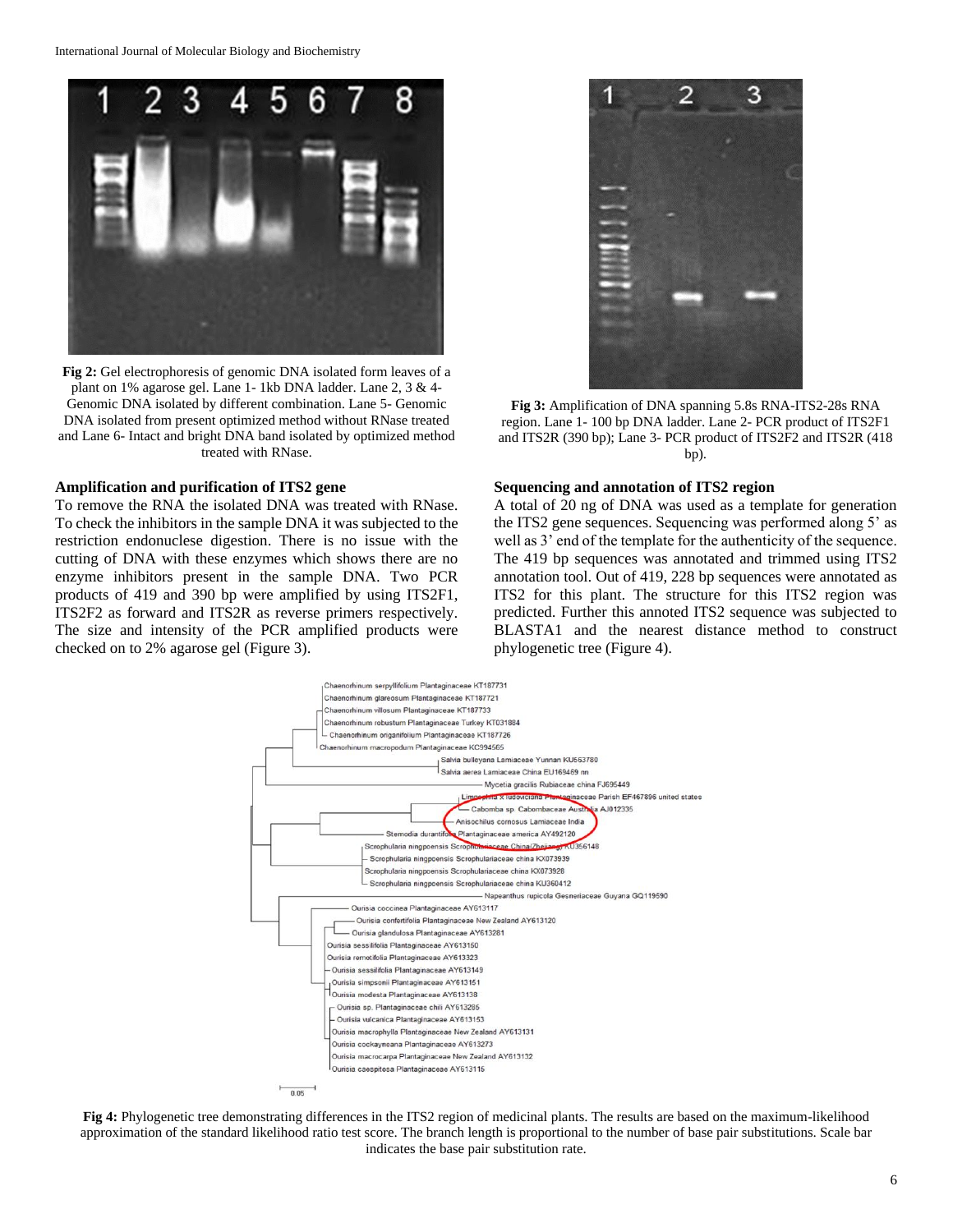**Fig 2:** Gel electrophoresis of genomic DNA isolated form leaves of a plant on 1% agarose gel. Lane 1- 1kb DNA ladder. Lane 2, 3 & 4- Genomic DNA isolated by different combination. Lane 5- Genomic DNA isolated from present optimized method without RNase treated and Lane 6- Intact and bright DNA band isolated by optimized method treated with RNase.

**Fig 3:** Amplification of DNA spanning 5.8s RNA-ITS2-28s RNA region. Lane 1- 100 bp DNA ladder. Lane 2- PCR product of ITS2F1 and ITS2R (390 bp); Lane 3- PCR product of ITS2F2 and ITS2R (418 bp).

### Amplification and purification of ITS2 gene

To remove the RNA the isolated DNA was treated with RNase. To check the inhibitors in the sample DNA it was subjected to the restriction endonuclese digestion. There is no issue with the cutting of DNA with these enzymes which shows there are no enzyme inhibitors present in the sample DNA. Two PCR products of 419 and 390 bp were amplified by using ITS2F1, ITS2F2 as forward and ITS2R as reverse primers respectively. The size and intensity of the PCR amplified products were checked on to 2% agarose gel (Figure 3).

### Sequencing and annotation of ITS2 region

A total of 20 ng of DNA was used as a template for generation the ITS2 gene sequences. Sequencing was performed along 5' as well as 3' end of the template for the authenticity of the sequence. The 419 bp sequences was annotated and trimmed using ITS2 annotation tool. Out of 419, 228 bp sequences were annotated as ITS2 for this plant. The structure for this ITS2 region was predicted. Further this annoted ITS2 sequence was subjected to BLASTA1 and the nearest distance method to construct phylogenetic tree (Figure 4).

**Fig 4:** Phylogenetic tree demonstrating differences in the ITS2 region of medicinal plants. The results are based on the maximum-likelihood approximation of the standard likelihood ratio test score. The branch length is proportional to the number of base pair substitutions. Scale bar indicates the base pair substitution rate.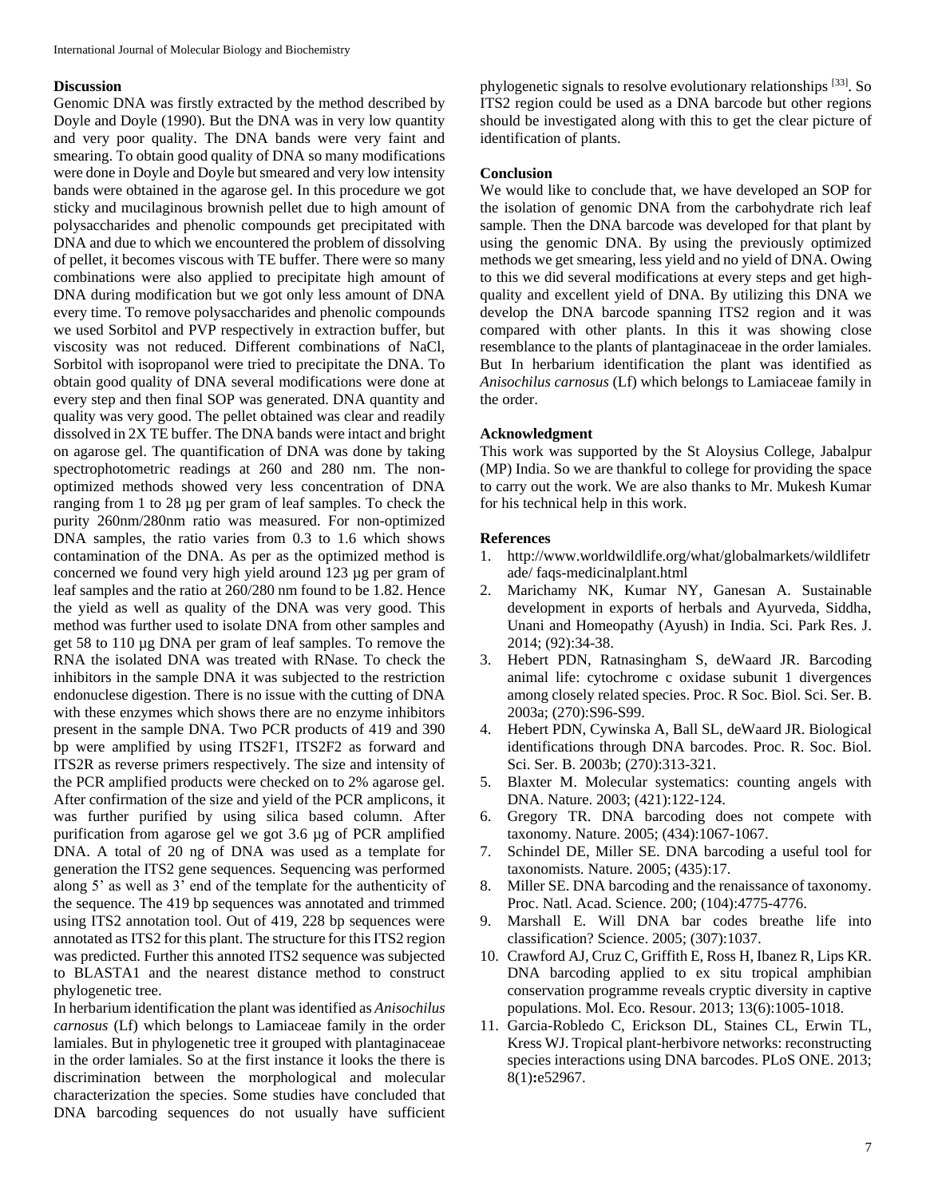## Discussion

Genomic DNA was firstly extracted by the method described by Doyle and Doyle (1990). But the DNA was in very low quantity and very poor quality. The DNA bands were very faint and smearing. To obtain good quality of DNA so many modifications were done in Doyle and Doyle but smeared and very low intensity bands were obtained in the agarose gel. In this procedure we got sticky and mucilaginous brownish pellet due to high amount of polysaccharides and phenolic compounds get precipitated with DNA and due to which we encountered the problem of dissolving of pellet, it becomes viscous with TE buffer. There were so many combinations were also applied to precipitate high amount of DNA during modification but we got only less amount of DNA every time. To remove polysaccharides and phenolic compounds we used Sorbitol and PVP respectively in extraction buffer, but viscosity was not reduced. Different combinations of NaCl, Sorbitol with isopropanol were tried to precipitate the DNA. To obtain good quality of DNA several modifications were done at every step and then final SOP was generated. DNA quantity and quality was very good. The pellet obtained was clear and readily dissolved in 2X TE buffer. The DNA bands were intact and bright on agarose gel. The quantification of DNA was done by taking spectrophotometric readings at 260 and 280 nm. The non-optimized methods showed very less concentration of DNA ranging from 1 to 28 µg per gram of leaf samples. To check the purity 260nm/280nm ratio was measured. For non-optimized DNA samples, the ratio varies from 0.3 to 1.6 which shows contamination of the DNA. As per as the optimized method is concerned we found very high yield around 123 µg per gram of leaf samples and the ratio at 260/280 nm found to be 1.82. Hence the yield as well as quality of the DNA was very good. This method was further used to isolate DNA from other samples and get 58 to 110 µg DNA per gram of leaf samples. To remove the RNA the isolated DNA was treated with RNase. To check the inhibitors in the sample DNA it was subjected to the restriction endonuclese digestion. There is no issue with the cutting of DNA with these enzymes which shows there are no enzyme inhibitors present in the sample DNA. Two PCR products of 419 and 390 bp were amplified by using ITS2F1, ITS2F2 as forward and ITS2R as reverse primers respectively. The size and intensity of the PCR amplified products were checked on to 2% agarose gel. After confirmation of the size and yield of the PCR amplicons, it was further purified by using silica based column. After purification from agarose gel we got 3.6 µg of PCR amplified DNA. A total of 20 ng of DNA was used as a template for generation the ITS2 gene sequences. Sequencing was performed along 5' as well as 3' end of the template for the authenticity of the sequence. The 419 bp sequences was annotated and trimmed using ITS2 annotation tool. Out of 419, 228 bp sequences were annotated as ITS2 for this plant. The structure for this ITS2 region was predicted. Further this annoted ITS2 sequence was subjected to BLASTA1 and the nearest distance method to construct phylogenetic tree.

In herbarium identification the plant was identified as *Anisochilus carnosus* (Lf) which belongs to Lamiaceae family in the order lamiales. But in phylogenetic tree it grouped with plantaginaceae in the order lamiales. So at the first instance it looks the there is discrimination between the morphological and molecular characterization the species. Some studies have concluded that DNA barcoding sequences do not usually have sufficient phylogenetic signals to resolve evolutionary relationships [33]. So ITS2 region could be used as a DNA barcode but other regions should be investigated along with this to get the clear picture of identification of plants.

## Conclusion

We would like to conclude that, we have developed an SOP for the isolation of genomic DNA from the carbohydrate rich leaf sample. Then the DNA barcode was developed for that plant by using the genomic DNA. By using the previously optimized methods we get smearing, less yield and no yield of DNA. Owing to this we did several modifications at every steps and get high-quality and excellent yield of DNA. By utilizing this DNA we develop the DNA barcode spanning ITS2 region and it was compared with other plants. In this it was showing close resemblance to the plants of plantaginaceae in the order lamiales. But In herbarium identification the plant was identified as *Anisochilus carnosus* (Lf) which belongs to Lamiaceae family in the order.

## Acknowledgment

This work was supported by the St Aloysius College, Jabalpur (MP) India. So we are thankful to college for providing the space to carry out the work. We are also thanks to Mr. Mukesh Kumar for his technical help in this work.

## References

1. http://www.worldwildlife.org/what/globalmarkets/wildlifetrade/ faqs-medicinalplant.html
2. Marichamy NK, Kumar NY, Ganesan A. Sustainable development in exports of herbals and Ayurveda, Siddha, Unani and Homeopathy (Ayush) in India. Sci. Park Res. J. 2014; (92):34-38.
3. Hebert PDN, Ratnasingham S, deWaard JR. Barcoding animal life: cytochrome c oxidase subunit 1 divergences among closely related species. Proc. R Soc. Biol. Sci. Ser. B. 2003a; (270):S96-S99.
4. Hebert PDN, Cywinska A, Ball SL, deWaard JR. Biological identifications through DNA barcodes. Proc. R. Soc. Biol. Sci. Ser. B. 2003b; (270):313-321.
5. Blaxter M. Molecular systematics: counting angels with DNA. Nature. 2003; (421):122-124.
6. Gregory TR. DNA barcoding does not compete with taxonomy. Nature. 2005; (434):1067-1067.
7. Schindel DE, Miller SE. DNA barcoding a useful tool for taxonomists. Nature. 2005; (435):17.
8. Miller SE. DNA barcoding and the renaissance of taxonomy. Proc. Natl. Acad. Science. 200; (104):4775-4776.
9. Marshall E. Will DNA bar codes breathe life into classification? Science. 2005; (307):1037.
10. Crawford AJ, Cruz C, Griffith E, Ross H, Ibanez R, Lips KR. DNA barcoding applied to ex situ tropical amphibian conservation programme reveals cryptic diversity in captive populations. Mol. Eco. Resour. 2013; 13(6):1005-1018.
11. Garcia-Robledo C, Erickson DL, Staines CL, Erwin TL, Kress WJ. Tropical plant-herbivore networks: reconstructing species interactions using DNA barcodes. PLoS ONE. 2013; 8(1)**:**e52967.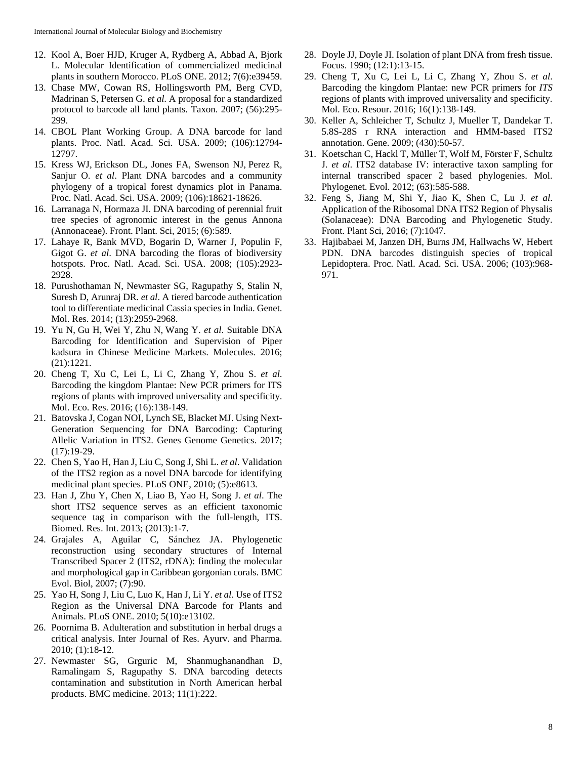12. Kool A, Boer HJD, Kruger A, Rydberg A, Abbad A, Bjork L. Molecular Identification of commercialized medicinal plants in southern Morocco. PLoS ONE. 2012; 7(6):e39459.
13. Chase MW, Cowan RS, Hollingsworth PM, Berg CVD, Madrinan S, Petersen G. *et al*. A proposal for a standardized protocol to barcode all land plants. Taxon. 2007; (56):295-299.
14. CBOL Plant Working Group. A DNA barcode for land plants. Proc. Natl. Acad. Sci. USA. 2009; (106):12794-12797.
15. Kress WJ, Erickson DL, Jones FA, Swenson NJ, Perez R, Sanjur O. *et al*. Plant DNA barcodes and a community phylogeny of a tropical forest dynamics plot in Panama. Proc. Natl. Acad. Sci. USA. 2009; (106):18621-18626.
16. Larranaga N, Hormaza JI. DNA barcoding of perennial fruit tree species of agronomic interest in the genus Annona (Annonaceae). Front. Plant. Sci, 2015; (6):589.
17. Lahaye R, Bank MVD, Bogarin D, Warner J, Populin F, Gigot G. *et al*. DNA barcoding the floras of biodiversity hotspots. Proc. Natl. Acad. Sci. USA. 2008; (105):2923-2928.
18. Purushothaman N, Newmaster SG, Ragupathy S, Stalin N, Suresh D, Arunraj DR. *et al*. A tiered barcode authentication tool to differentiate medicinal Cassia species in India. Genet. Mol. Res. 2014; (13):2959-2968.
19. Yu N, Gu H, Wei Y, Zhu N, Wang Y. *et al*. Suitable DNA Barcoding for Identification and Supervision of Piper kadsura in Chinese Medicine Markets. Molecules. 2016; (21):1221.
20. Cheng T, Xu C, Lei L, Li C, Zhang Y, Zhou S. *et al*. Barcoding the kingdom Plantae: New PCR primers for ITS regions of plants with improved universality and specificity. Mol. Eco. Res. 2016; (16):138-149.
21. Batovska J, Cogan NOI, Lynch SE, Blacket MJ. Using Next-Generation Sequencing for DNA Barcoding: Capturing Allelic Variation in ITS2. Genes Genome Genetics. 2017; (17):19-29.
22. Chen S, Yao H, Han J, Liu C, Song J, Shi L. *et al*. Validation of the ITS2 region as a novel DNA barcode for identifying medicinal plant species. PLoS ONE, 2010; (5):e8613.
23. Han J, Zhu Y, Chen X, Liao B, Yao H, Song J. *et al*. The short ITS2 sequence serves as an efficient taxonomic sequence tag in comparison with the full-length, ITS. Biomed. Res. Int. 2013; (2013):1-7.
24. Grajales A, Aguilar C, Sánchez JA. Phylogenetic reconstruction using secondary structures of Internal Transcribed Spacer 2 (ITS2, rDNA): finding the molecular and morphological gap in Caribbean gorgonian corals. BMC Evol. Biol, 2007; (7):90.
25. Yao H, Song J, Liu C, Luo K, Han J, Li Y. *et al*. Use of ITS2 Region as the Universal DNA Barcode for Plants and Animals. PLoS ONE. 2010; 5(10):e13102.
26. Poornima B. Adulteration and substitution in herbal drugs a critical analysis. Inter Journal of Res. Ayurv. and Pharma. 2010; (1):18-12.
27. Newmaster SG, Grguric M, Shanmughanandhan D, Ramalingam S, Ragupathy S. DNA barcoding detects contamination and substitution in North American herbal products. BMC medicine. 2013; 11(1):222.
28. Doyle JJ, Doyle JI. Isolation of plant DNA from fresh tissue. Focus. 1990; (12:1):13-15.
29. Cheng T, Xu C, Lei L, Li C, Zhang Y, Zhou S. *et al*. Barcoding the kingdom Plantae: new PCR primers for *ITS* regions of plants with improved universality and specificity. Mol. Eco. Resour. 2016; 16(1):138-149.
30. Keller A, Schleicher T, Schultz J, Mueller T, Dandekar T. 5.8S-28S r RNA interaction and HMM-based ITS2 annotation. Gene. 2009; (430):50-57.
31. Koetschan C, Hackl T, Müller T, Wolf M, Förster F, Schultz J. *et al*. ITS2 database IV: interactive taxon sampling for internal transcribed spacer 2 based phylogenies. Mol. Phylogenet. Evol. 2012; (63):585-588.
32. Feng S, Jiang M, Shi Y, Jiao K, Shen C, Lu J. *et al*. Application of the Ribosomal DNA ITS2 Region of Physalis (Solanaceae): DNA Barcoding and Phylogenetic Study. Front. Plant Sci, 2016; (7):1047.
33. Hajibabaei M, Janzen DH, Burns JM, Hallwachs W, Hebert PDN. DNA barcodes distinguish species of tropical Lepidoptera. Proc. Natl. Acad. Sci. USA. 2006; (103):968-971.